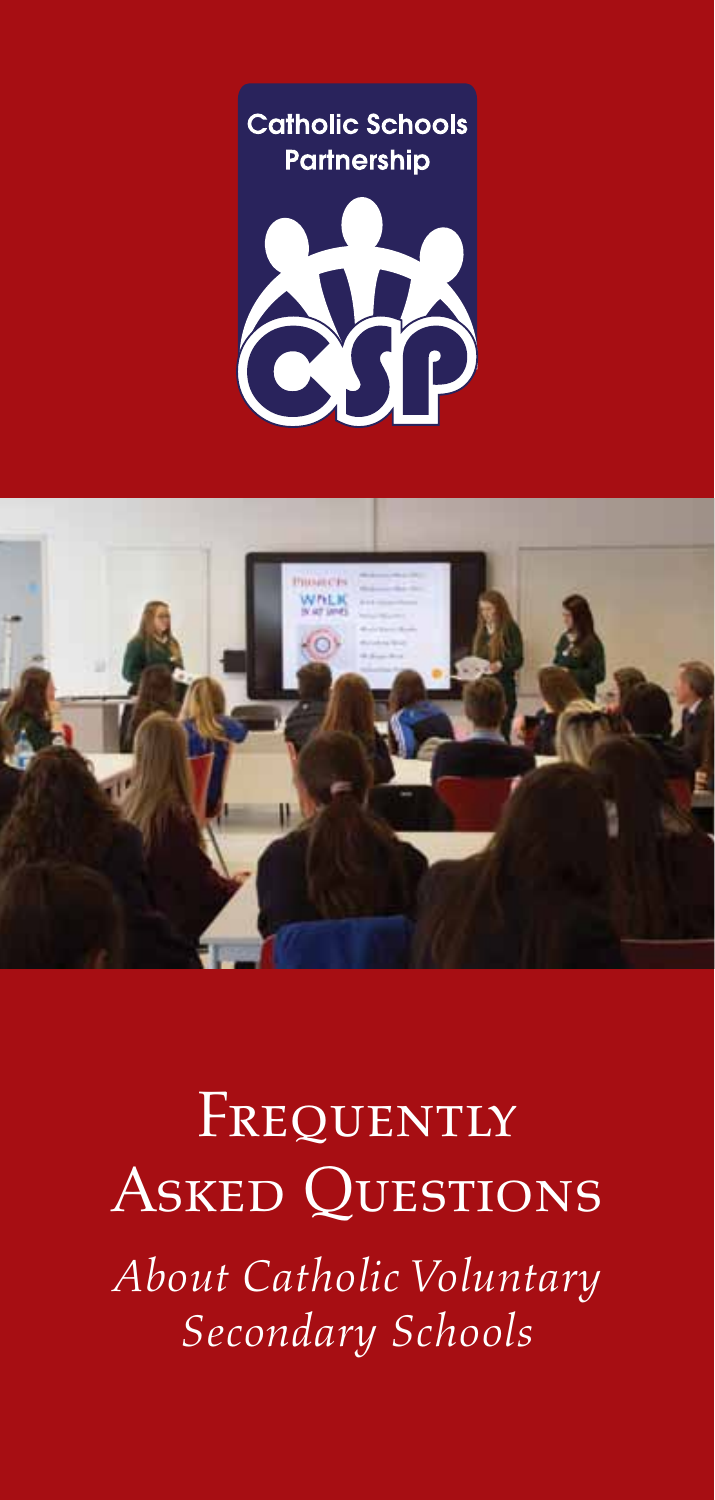Catholic Schools Partnership

CSP

# Frequently Asked Questions

*About Catholic Voluntary Secondary Schools*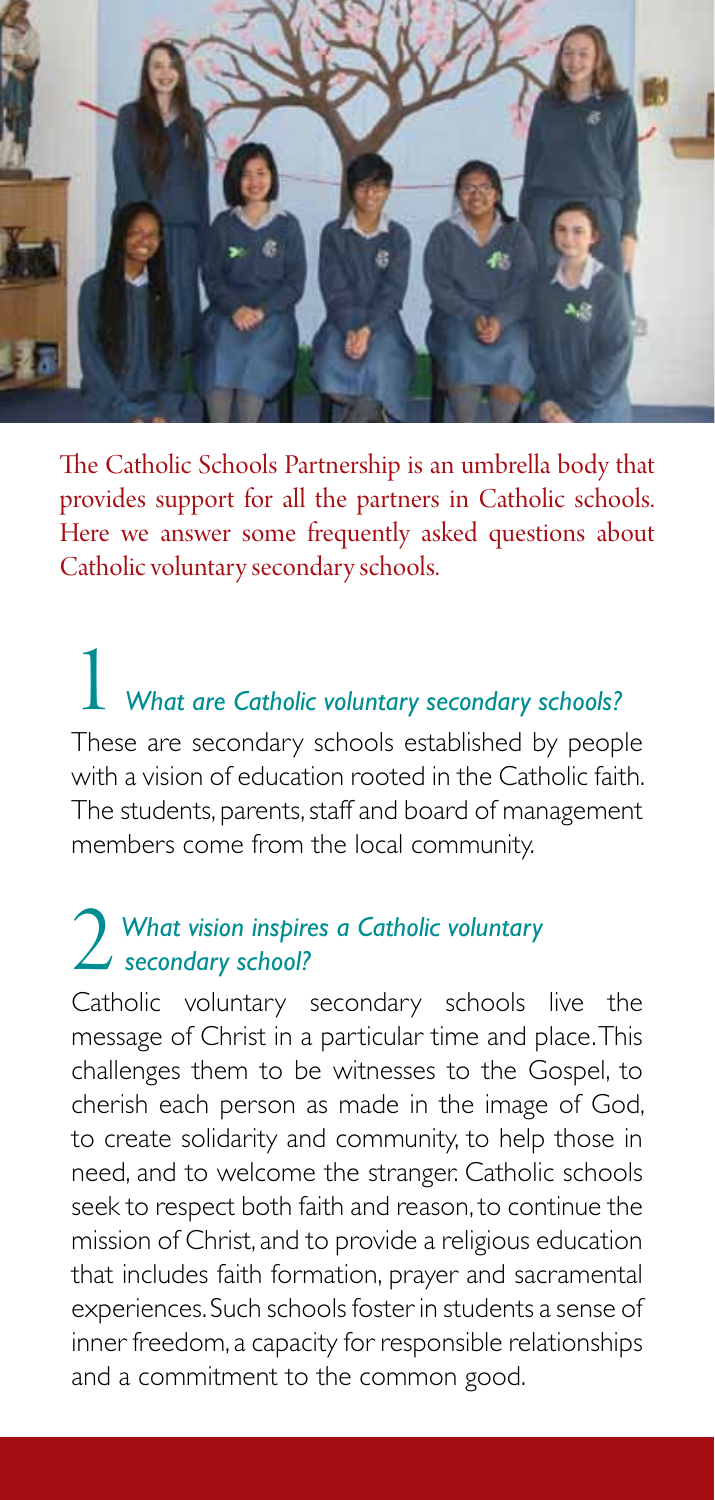The Catholic Schools Partnership is an umbrella body that provides support for all the partners in Catholic schools. Here we answer some frequently asked questions about Catholic voluntary secondary schools.

## 1 *What are Catholic voluntary secondary schools?*

These are secondary schools established by people with a vision of education rooted in the Catholic faith. The students, parents, staff and board of management members come from the local community.

## 2 *What vision inspires a Catholic voluntary secondary school?*

Catholic voluntary secondary schools live the message of Christ in a particular time and place. This challenges them to be witnesses to the Gospel, to cherish each person as made in the image of God, to create solidarity and community, to help those in need, and to welcome the stranger. Catholic schools seek to respect both faith and reason, to continue the mission of Christ, and to provide a religious education that includes faith formation, prayer and sacramental experiences. Such schools foster in students a sense of inner freedom, a capacity for responsible relationships and a commitment to the common good.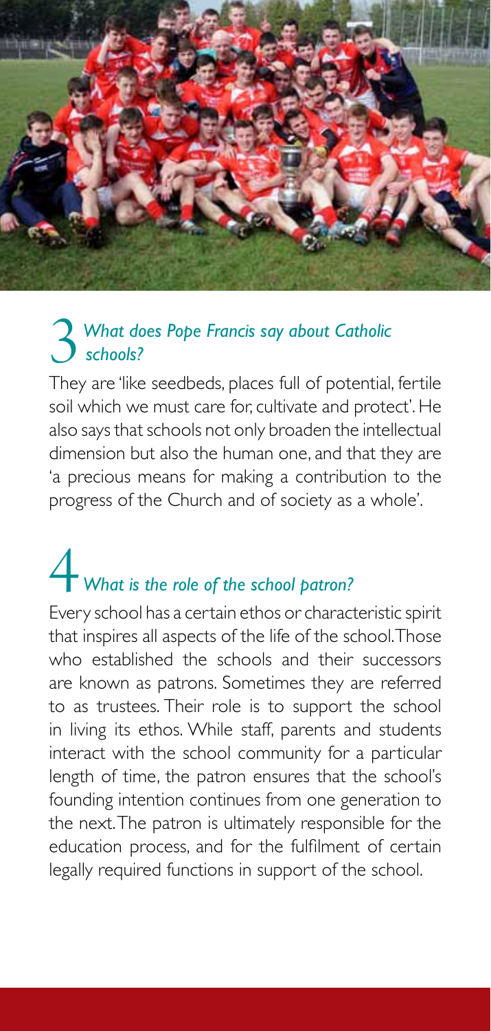## 3 *What does Pope Francis say about Catholic schools?*

They are 'like seedbeds, places full of potential, fertile soil which we must care for, cultivate and protect'. He also says that schools not only broaden the intellectual dimension but also the human one, and that they are 'a precious means for making a contribution to the progress of the Church and of society as a whole'.

## 4 *What is the role of the school patron?*

Every school has a certain ethos or characteristic spirit that inspires all aspects of the life of the school. Those who established the schools and their successors are known as patrons. Sometimes they are referred to as trustees. Their role is to support the school in living its ethos. While staff, parents and students interact with the school community for a particular length of time, the patron ensures that the school's founding intention continues from one generation to the next. The patron is ultimately responsible for the education process, and for the fulfilment of certain legally required functions in support of the school.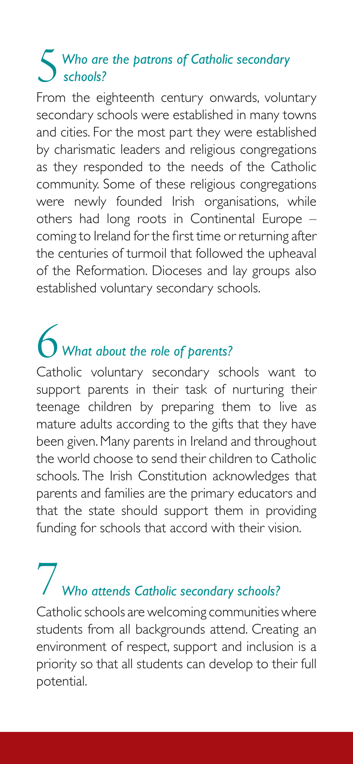## 5 *Who are the patrons of Catholic secondary schools?*

From the eighteenth century onwards, voluntary secondary schools were established in many towns and cities. For the most part they were established by charismatic leaders and religious congregations as they responded to the needs of the Catholic community. Some of these religious congregations were newly founded Irish organisations, while others had long roots in Continental Europe – coming to Ireland for the first time or returning after the centuries of turmoil that followed the upheaval of the Reformation. Dioceses and lay groups also established voluntary secondary schools.

## 6 *What about the role of parents?*

Catholic voluntary secondary schools want to support parents in their task of nurturing their teenage children by preparing them to live as mature adults according to the gifts that they have been given. Many parents in Ireland and throughout the world choose to send their children to Catholic schools. The Irish Constitution acknowledges that parents and families are the primary educators and that the state should support them in providing funding for schools that accord with their vision.

## 7 *Who attends Catholic secondary schools?*

Catholic schools are welcoming communities where students from all backgrounds attend. Creating an environment of respect, support and inclusion is a priority so that all students can develop to their full potential.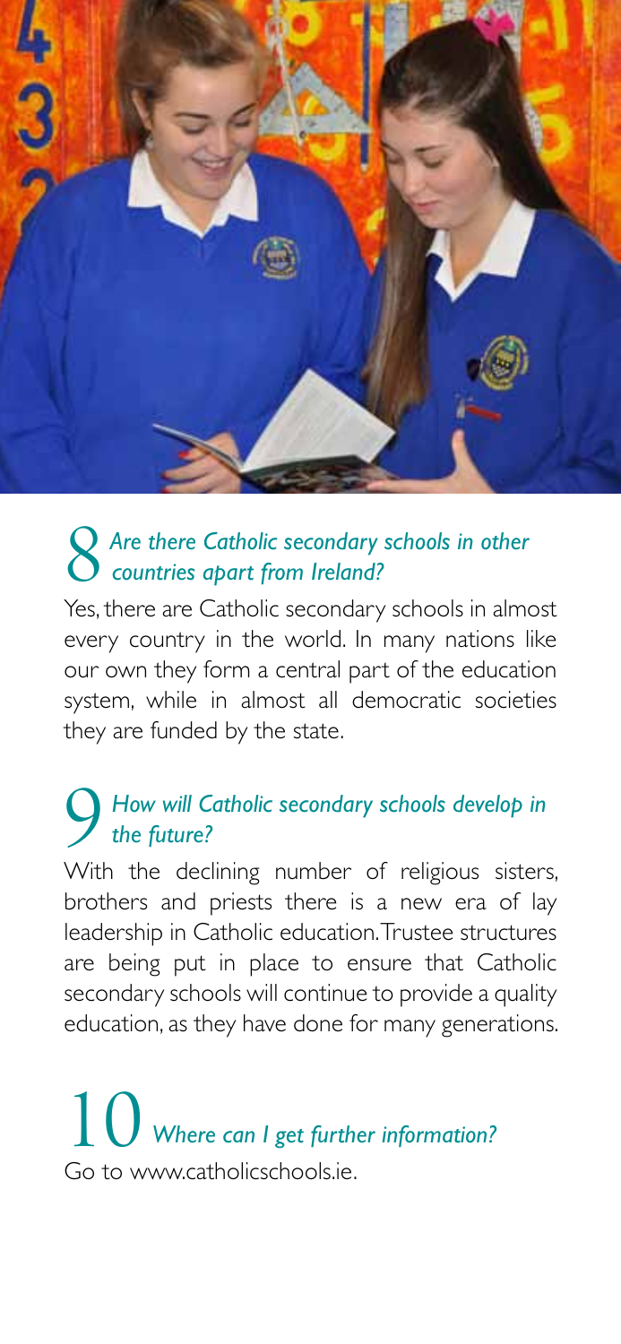## 8 *Are there Catholic secondary schools in other countries apart from Ireland?*

Yes, there are Catholic secondary schools in almost every country in the world. In many nations like our own they form a central part of the education system, while in almost all democratic societies they are funded by the state.

## 9 *How will Catholic secondary schools develop in the future?*

With the declining number of religious sisters, brothers and priests there is a new era of lay leadership in Catholic education. Trustee structures are being put in place to ensure that Catholic secondary schools will continue to provide a quality education, as they have done for many generations.

## 10 *Where can I get further information?*

Go to www.catholicschools.ie.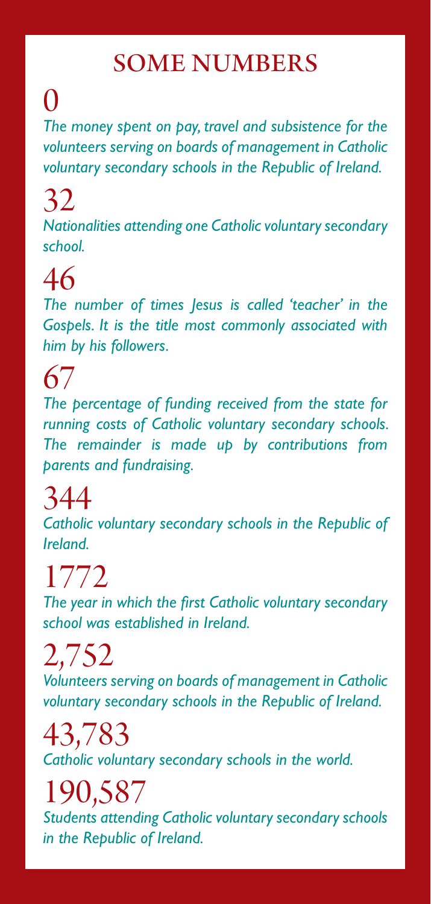## SOME NUMBERS

### 0

*The money spent on pay, travel and subsistence for the volunteers serving on boards of management in Catholic voluntary secondary schools in the Republic of Ireland.*

### 32

*Nationalities attending one Catholic voluntary secondary school.*

### 46

*The number of times Jesus is called 'teacher' in the Gospels. It is the title most commonly associated with him by his followers.*

### 67

*The percentage of funding received from the state for running costs of Catholic voluntary secondary schools. The remainder is made up by contributions from parents and fundraising.*

### 344

*Catholic voluntary secondary schools in the Republic of Ireland.*

### 1772

*The year in which the first Catholic voluntary secondary school was established in Ireland.*

### 2,752

*Volunteers serving on boards of management in Catholic voluntary secondary schools in the Republic of Ireland.*

### 43,783

*Catholic voluntary secondary schools in the world.*

### 190,587

*Students attending Catholic voluntary secondary schools in the Republic of Ireland.*